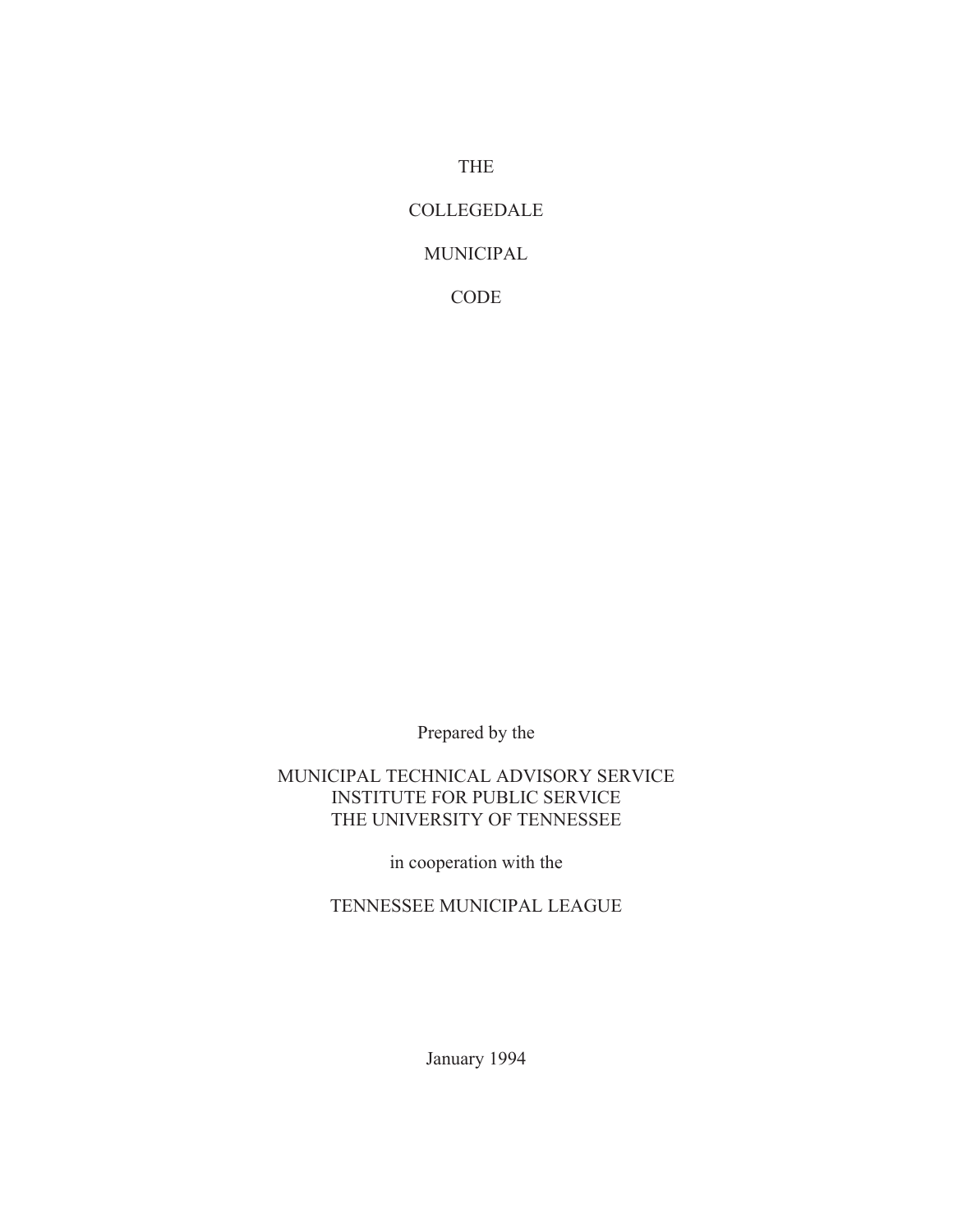# THE

# COLLEGEDALE

# MUNICIPAL

# CODE

Prepared by the

MUNICIPAL TECHNICAL ADVISORY SERVICE
INSTITUTE FOR PUBLIC SERVICE
THE UNIVERSITY OF TENNESSEE

in cooperation with the

TENNESSEE MUNICIPAL LEAGUE

January 1994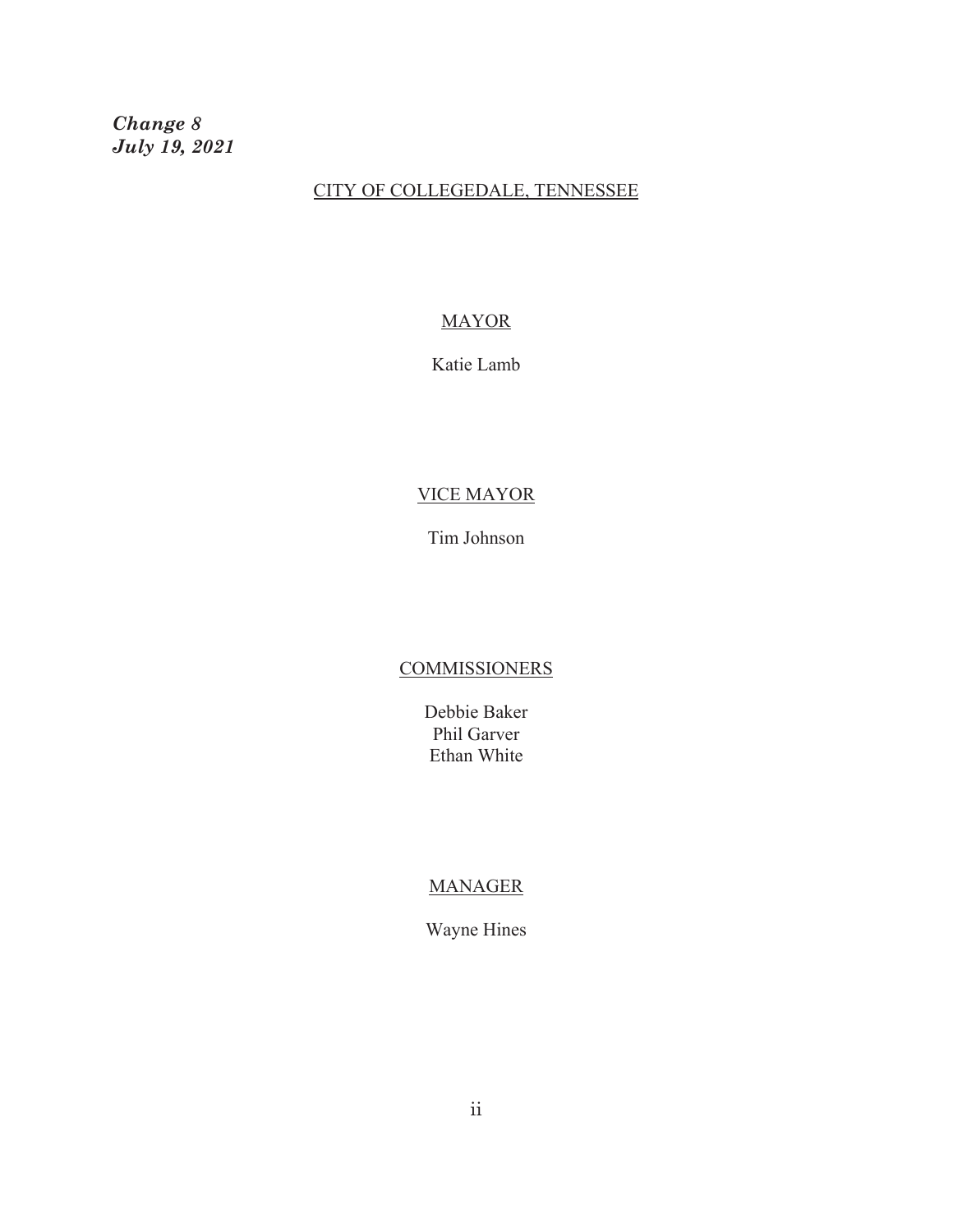***Change 8***
***July 19, 2021***

CITY OF COLLEGEDALE, TENNESSEE

MAYOR

Katie Lamb

VICE MAYOR

Tim Johnson

COMMISSIONERS

Debbie Baker
Phil Garver
Ethan White

MANAGER

Wayne Hines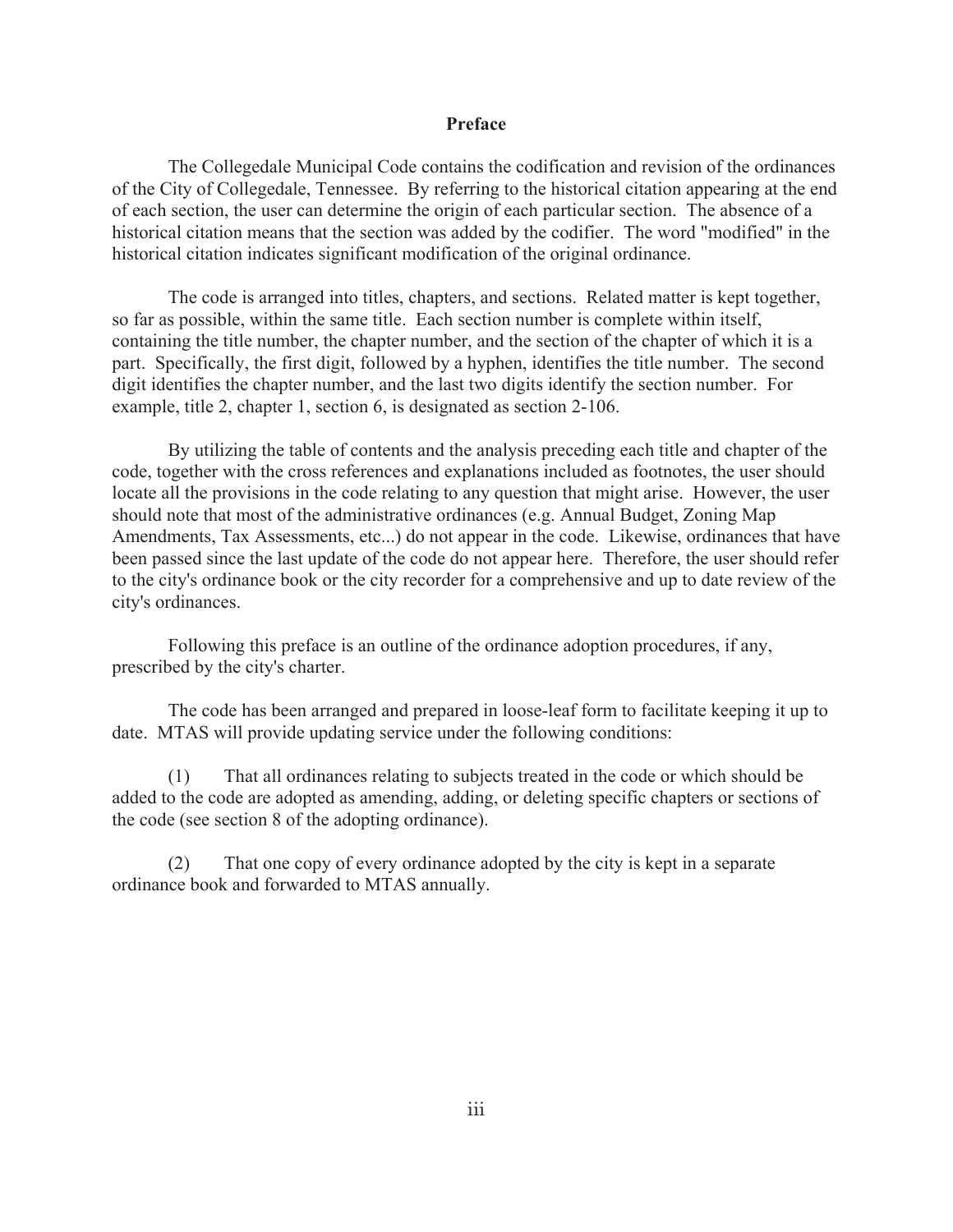## Preface

The Collegedale Municipal Code contains the codification and revision of the ordinances of the City of Collegedale, Tennessee. By referring to the historical citation appearing at the end of each section, the user can determine the origin of each particular section. The absence of a historical citation means that the section was added by the codifier. The word "modified" in the historical citation indicates significant modification of the original ordinance.

The code is arranged into titles, chapters, and sections. Related matter is kept together, so far as possible, within the same title. Each section number is complete within itself, containing the title number, the chapter number, and the section of the chapter of which it is a part. Specifically, the first digit, followed by a hyphen, identifies the title number. The second digit identifies the chapter number, and the last two digits identify the section number. For example, title 2, chapter 1, section 6, is designated as section 2-106.

By utilizing the table of contents and the analysis preceding each title and chapter of the code, together with the cross references and explanations included as footnotes, the user should locate all the provisions in the code relating to any question that might arise. However, the user should note that most of the administrative ordinances (e.g. Annual Budget, Zoning Map Amendments, Tax Assessments, etc...) do not appear in the code. Likewise, ordinances that have been passed since the last update of the code do not appear here. Therefore, the user should refer to the city's ordinance book or the city recorder for a comprehensive and up to date review of the city's ordinances.

Following this preface is an outline of the ordinance adoption procedures, if any, prescribed by the city's charter.

The code has been arranged and prepared in loose-leaf form to facilitate keeping it up to date. MTAS will provide updating service under the following conditions:

(1) That all ordinances relating to subjects treated in the code or which should be added to the code are adopted as amending, adding, or deleting specific chapters or sections of the code (see section 8 of the adopting ordinance).

(2) That one copy of every ordinance adopted by the city is kept in a separate ordinance book and forwarded to MTAS annually.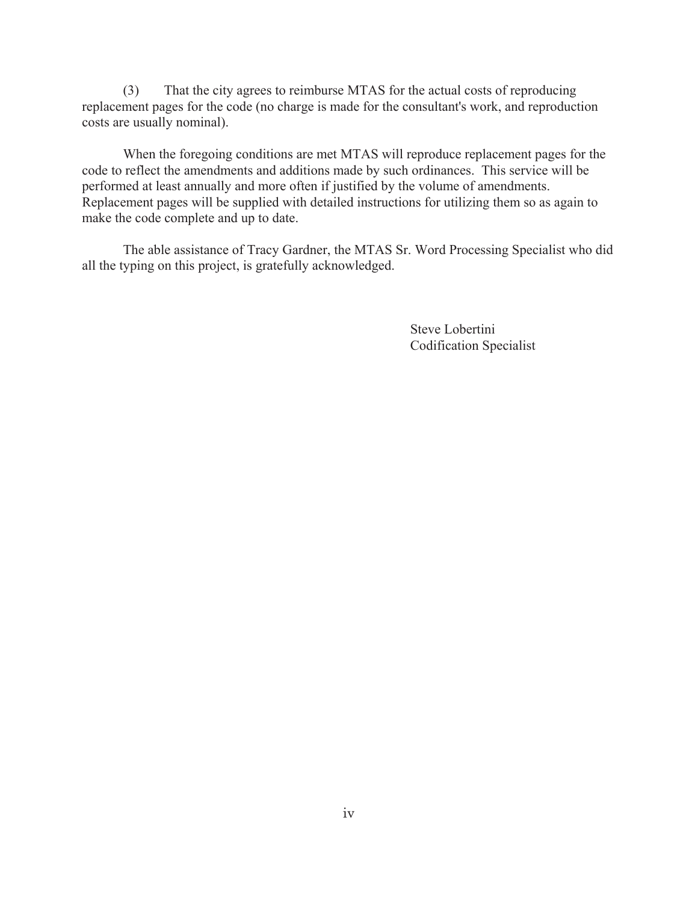(3) That the city agrees to reimburse MTAS for the actual costs of reproducing replacement pages for the code (no charge is made for the consultant's work, and reproduction costs are usually nominal).

When the foregoing conditions are met MTAS will reproduce replacement pages for the code to reflect the amendments and additions made by such ordinances. This service will be performed at least annually and more often if justified by the volume of amendments. Replacement pages will be supplied with detailed instructions for utilizing them so as again to make the code complete and up to date.

The able assistance of Tracy Gardner, the MTAS Sr. Word Processing Specialist who did all the typing on this project, is gratefully acknowledged.

Steve Lobertini
Codification Specialist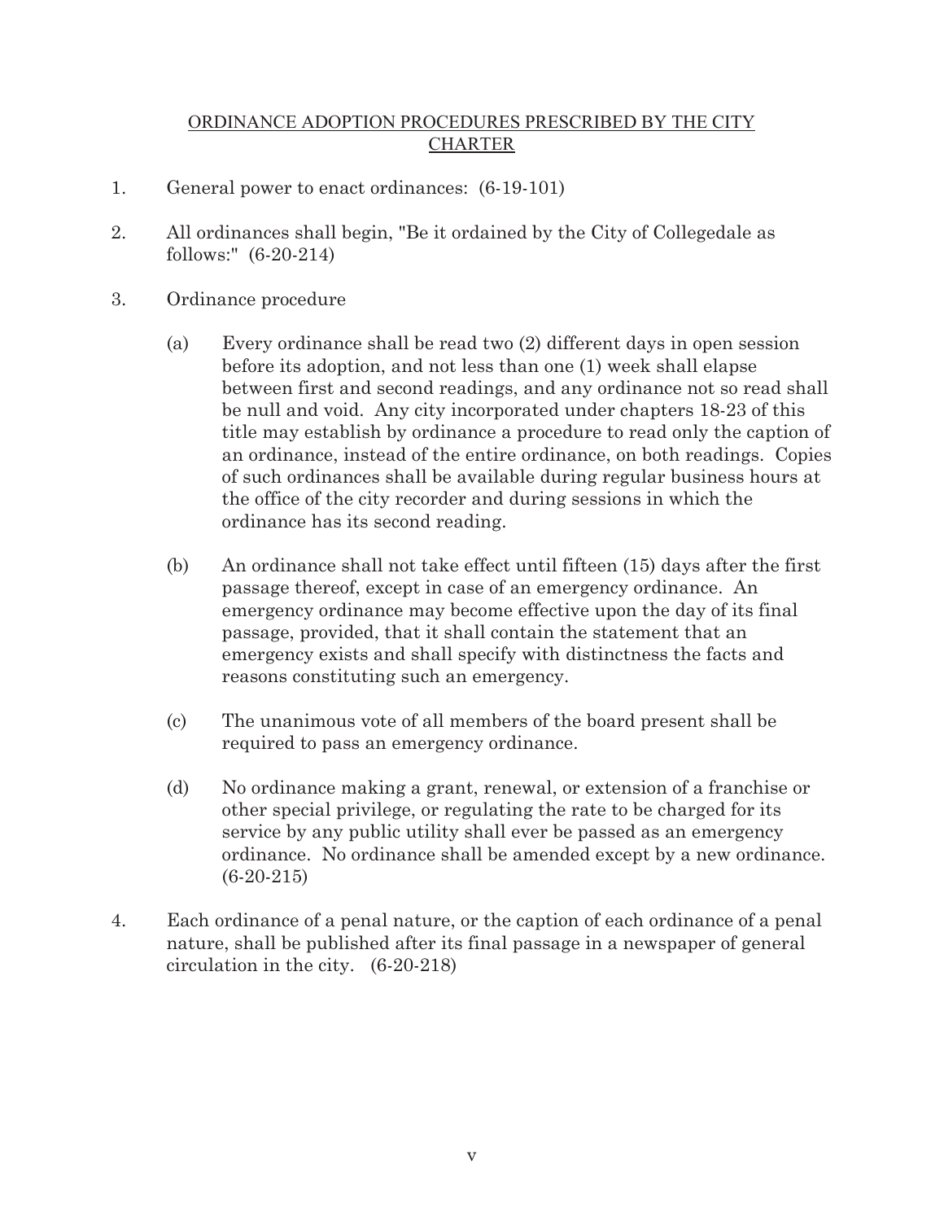## ORDINANCE ADOPTION PROCEDURES PRESCRIBED BY THE CITY CHARTER

1. General power to enact ordinances: (6-19-101)

2. All ordinances shall begin, "Be it ordained by the City of Collegedale as follows:" (6-20-214)

3. Ordinance procedure

   (a) Every ordinance shall be read two (2) different days in open session before its adoption, and not less than one (1) week shall elapse between first and second readings, and any ordinance not so read shall be null and void. Any city incorporated under chapters 18-23 of this title may establish by ordinance a procedure to read only the caption of an ordinance, instead of the entire ordinance, on both readings. Copies of such ordinances shall be available during regular business hours at the office of the city recorder and during sessions in which the ordinance has its second reading.

   (b) An ordinance shall not take effect until fifteen (15) days after the first passage thereof, except in case of an emergency ordinance. An emergency ordinance may become effective upon the day of its final passage, provided, that it shall contain the statement that an emergency exists and shall specify with distinctness the facts and reasons constituting such an emergency.

   (c) The unanimous vote of all members of the board present shall be required to pass an emergency ordinance.

   (d) No ordinance making a grant, renewal, or extension of a franchise or other special privilege, or regulating the rate to be charged for its service by any public utility shall ever be passed as an emergency ordinance. No ordinance shall be amended except by a new ordinance. (6-20-215)

4. Each ordinance of a penal nature, or the caption of each ordinance of a penal nature, shall be published after its final passage in a newspaper of general circulation in the city. (6-20-218)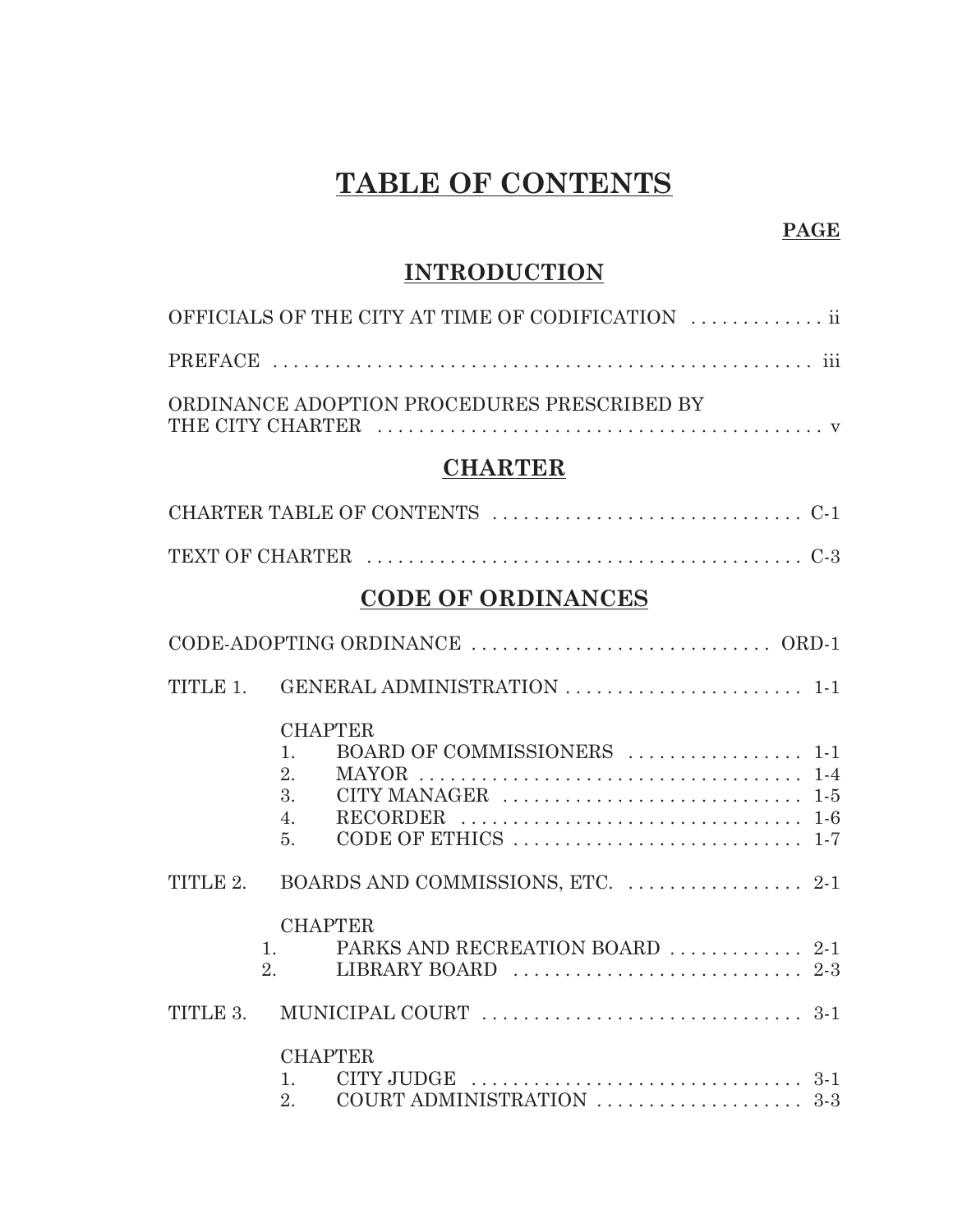# TABLE OF CONTENTS

**PAGE**

## INTRODUCTION

OFFICIALS OF THE CITY AT TIME OF CODIFICATION ............. ii

PREFACE ..................................................... iii

ORDINANCE ADOPTION PROCEDURES PRESCRIBED BY THE CITY CHARTER ............................................ v

## CHARTER

CHARTER TABLE OF CONTENTS .............................. C-1

TEXT OF CHARTER .......................................... C-3

## CODE OF ORDINANCES

CODE-ADOPTING ORDINANCE ............................ ORD-1

TITLE 1. GENERAL ADMINISTRATION ....................... 1-1

CHAPTER
1. BOARD OF COMMISSIONERS ................. 1-1
2. MAYOR ..................................... 1-4
3. CITY MANAGER ............................. 1-5
4. RECORDER ................................. 1-6
5. CODE OF ETHICS ........................... 1-7

TITLE 2. BOARDS AND COMMISSIONS, ETC. ................. 2-1

CHAPTER
1. PARKS AND RECREATION BOARD ............. 2-1
2. LIBRARY BOARD ............................ 2-3

TITLE 3. MUNICIPAL COURT ............................... 3-1

CHAPTER
1. CITY JUDGE ................................ 3-1
2. COURT ADMINISTRATION .................... 3-3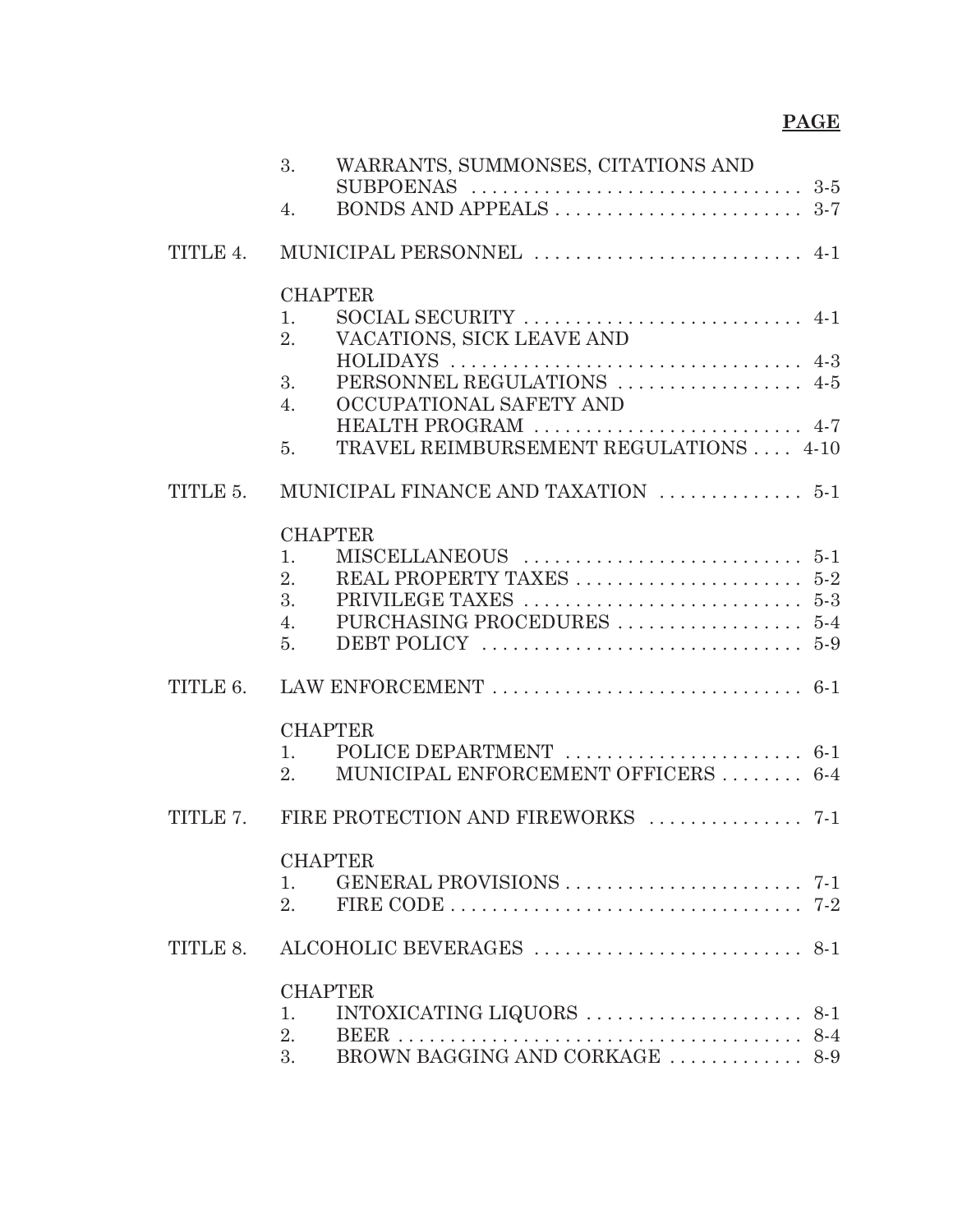**PAGE**

| | | | |
|---|---|---|---|
| | 3. | WARRANTS, SUMMONSES, CITATIONS AND SUBPOENAS | 3-5 |
| | 4. | BONDS AND APPEALS | 3-7 |
| TITLE 4. | | MUNICIPAL PERSONNEL | 4-1 |
| | CHAPTER | | |
| | 1. | SOCIAL SECURITY | 4-1 |
| | 2. | VACATIONS, SICK LEAVE AND HOLIDAYS | 4-3 |
| | 3. | PERSONNEL REGULATIONS | 4-5 |
| | 4. | OCCUPATIONAL SAFETY AND HEALTH PROGRAM | 4-7 |
| | 5. | TRAVEL REIMBURSEMENT REGULATIONS | 4-10 |
| TITLE 5. | | MUNICIPAL FINANCE AND TAXATION | 5-1 |
| | CHAPTER | | |
| | 1. | MISCELLANEOUS | 5-1 |
| | 2. | REAL PROPERTY TAXES | 5-2 |
| | 3. | PRIVILEGE TAXES | 5-3 |
| | 4. | PURCHASING PROCEDURES | 5-4 |
| | 5. | DEBT POLICY | 5-9 |
| TITLE 6. | | LAW ENFORCEMENT | 6-1 |
| | CHAPTER | | |
| | 1. | POLICE DEPARTMENT | 6-1 |
| | 2. | MUNICIPAL ENFORCEMENT OFFICERS | 6-4 |
| TITLE 7. | | FIRE PROTECTION AND FIREWORKS | 7-1 |
| | CHAPTER | | |
| | 1. | GENERAL PROVISIONS | 7-1 |
| | 2. | FIRE CODE | 7-2 |
| TITLE 8. | | ALCOHOLIC BEVERAGES | 8-1 |
| | CHAPTER | | |
| | 1. | INTOXICATING LIQUORS | 8-1 |
| | 2. | BEER | 8-4 |
| | 3. | BROWN BAGGING AND CORKAGE | 8-9 |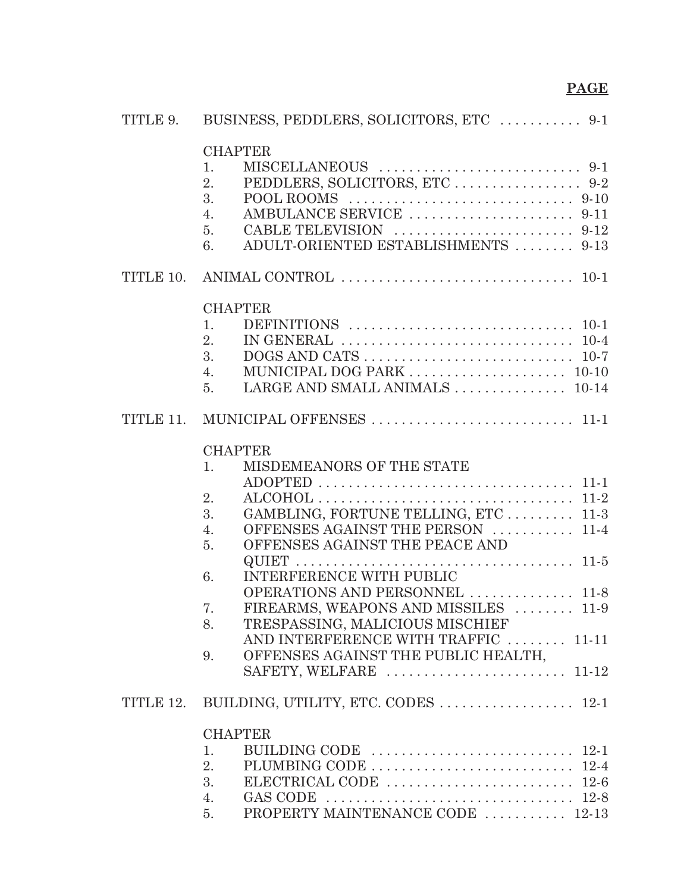**PAGE**

TITLE 9. BUSINESS, PEDDLERS, SOLICITORS, ETC . . . . . . . . . . . 9-1

CHAPTER
1. MISCELLANEOUS . . . . . . . . . . . . . . . . . . . . . . . . . . . 9-1
2. PEDDLERS, SOLICITORS, ETC . . . . . . . . . . . . . . . . . 9-2
3. POOL ROOMS . . . . . . . . . . . . . . . . . . . . . . . . . . . . . 9-10
4. AMBULANCE SERVICE . . . . . . . . . . . . . . . . . . . . . . 9-11
5. CABLE TELEVISION . . . . . . . . . . . . . . . . . . . . . . . . 9-12
6. ADULT-ORIENTED ESTABLISHMENTS . . . . . . . . 9-13

TITLE 10. ANIMAL CONTROL . . . . . . . . . . . . . . . . . . . . . . . . . . . . . . 10-1

CHAPTER
1. DEFINITIONS . . . . . . . . . . . . . . . . . . . . . . . . . . . . . 10-1
2. IN GENERAL . . . . . . . . . . . . . . . . . . . . . . . . . . . . . . 10-4
3. DOGS AND CATS . . . . . . . . . . . . . . . . . . . . . . . . . . . 10-7
4. MUNICIPAL DOG PARK . . . . . . . . . . . . . . . . . . . . . 10-10
5. LARGE AND SMALL ANIMALS . . . . . . . . . . . . . . . 10-14

TITLE 11. MUNICIPAL OFFENSES . . . . . . . . . . . . . . . . . . . . . . . . . . 11-1

CHAPTER
1. MISDEMEANORS OF THE STATE ADOPTED . . . . . . . . . . . . . . . . . . . . . . . . . . . . . . . . 11-1
2. ALCOHOL . . . . . . . . . . . . . . . . . . . . . . . . . . . . . . . . . 11-2
3. GAMBLING, FORTUNE TELLING, ETC . . . . . . . . . 11-3
4. OFFENSES AGAINST THE PERSON . . . . . . . . . . . 11-4
5. OFFENSES AGAINST THE PEACE AND QUIET . . . . . . . . . . . . . . . . . . . . . . . . . . . . . . . . . . . 11-5
6. INTERFERENCE WITH PUBLIC OPERATIONS AND PERSONNEL . . . . . . . . . . . . . 11-8
7. FIREARMS, WEAPONS AND MISSILES . . . . . . . . 11-9
8. TRESPASSING, MALICIOUS MISCHIEF AND INTERFERENCE WITH TRAFFIC . . . . . . . . 11-11
9. OFFENSES AGAINST THE PUBLIC HEALTH, SAFETY, WELFARE . . . . . . . . . . . . . . . . . . . . . . . 11-12

TITLE 12. BUILDING, UTILITY, ETC. CODES . . . . . . . . . . . . . . . . . . 12-1

CHAPTER
1. BUILDING CODE . . . . . . . . . . . . . . . . . . . . . . . . . . 12-1
2. PLUMBING CODE . . . . . . . . . . . . . . . . . . . . . . . . . . 12-4
3. ELECTRICAL CODE . . . . . . . . . . . . . . . . . . . . . . . . 12-6
4. GAS CODE . . . . . . . . . . . . . . . . . . . . . . . . . . . . . . . . 12-8
5. PROPERTY MAINTENANCE CODE . . . . . . . . . . . 12-13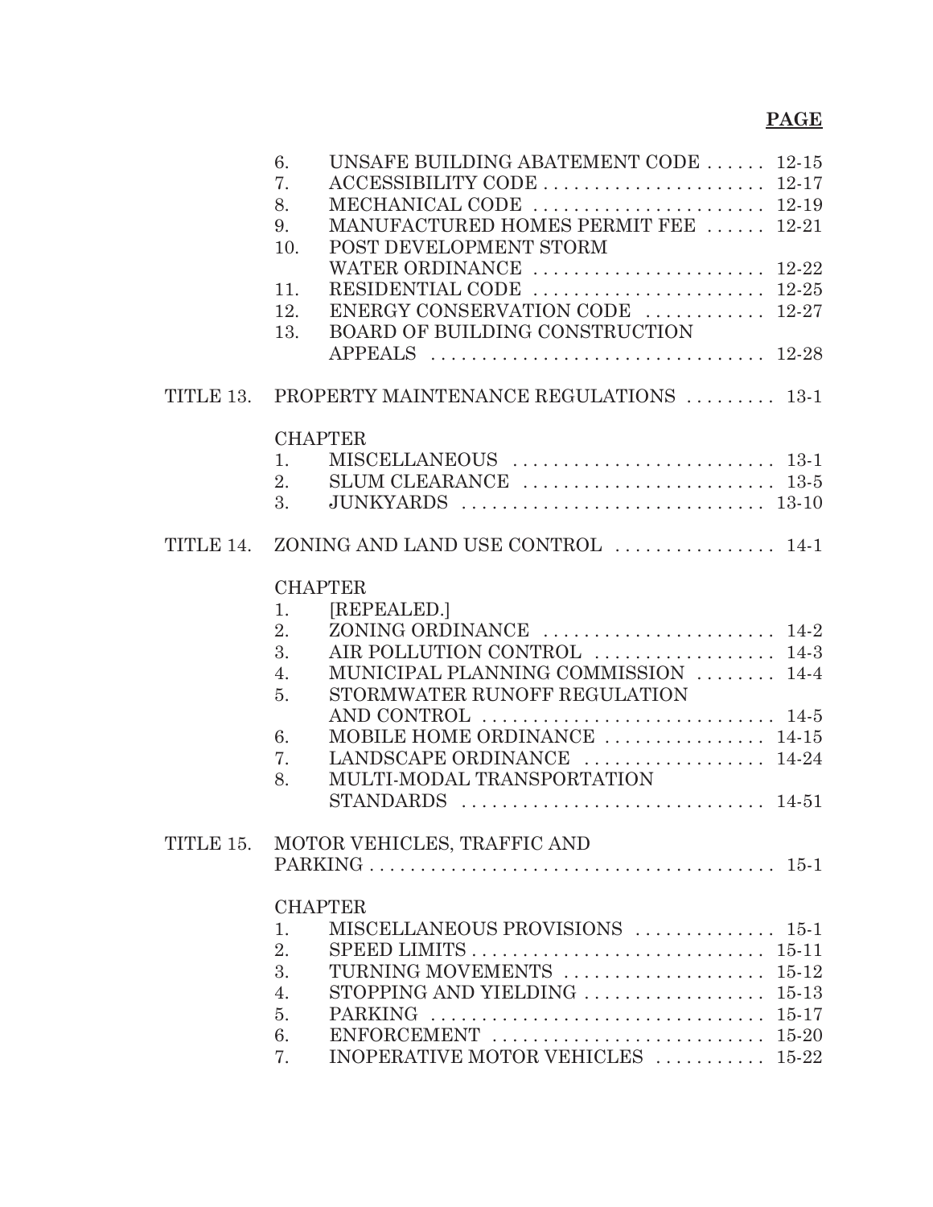| | | | PAGE |
|---|---|---|---|
| | 6. | UNSAFE BUILDING ABATEMENT CODE | 12-15 |
| | 7. | ACCESSIBILITY CODE | 12-17 |
| | 8. | MECHANICAL CODE | 12-19 |
| | 9. | MANUFACTURED HOMES PERMIT FEE | 12-21 |
| | 10. | POST DEVELOPMENT STORM WATER ORDINANCE | 12-22 |
| | 11. | RESIDENTIAL CODE | 12-25 |
| | 12. | ENERGY CONSERVATION CODE | 12-27 |
| | 13. | BOARD OF BUILDING CONSTRUCTION APPEALS | 12-28 |
| TITLE 13. | PROPERTY MAINTENANCE REGULATIONS | | 13-1 |
| | CHAPTER | | |
| | 1. | MISCELLANEOUS | 13-1 |
| | 2. | SLUM CLEARANCE | 13-5 |
| | 3. | JUNKYARDS | 13-10 |
| TITLE 14. | ZONING AND LAND USE CONTROL | | 14-1 |
| | CHAPTER | | |
| | 1. | [REPEALED.] | |
| | 2. | ZONING ORDINANCE | 14-2 |
| | 3. | AIR POLLUTION CONTROL | 14-3 |
| | 4. | MUNICIPAL PLANNING COMMISSION | 14-4 |
| | 5. | STORMWATER RUNOFF REGULATION AND CONTROL | 14-5 |
| | 6. | MOBILE HOME ORDINANCE | 14-15 |
| | 7. | LANDSCAPE ORDINANCE | 14-24 |
| | 8. | MULTI-MODAL TRANSPORTATION STANDARDS | 14-51 |
| TITLE 15. | MOTOR VEHICLES, TRAFFIC AND PARKING | | 15-1 |
| | CHAPTER | | |
| | 1. | MISCELLANEOUS PROVISIONS | 15-1 |
| | 2. | SPEED LIMITS | 15-11 |
| | 3. | TURNING MOVEMENTS | 15-12 |
| | 4. | STOPPING AND YIELDING | 15-13 |
| | 5. | PARKING | 15-17 |
| | 6. | ENFORCEMENT | 15-20 |
| | 7. | INOPERATIVE MOTOR VEHICLES | 15-22 |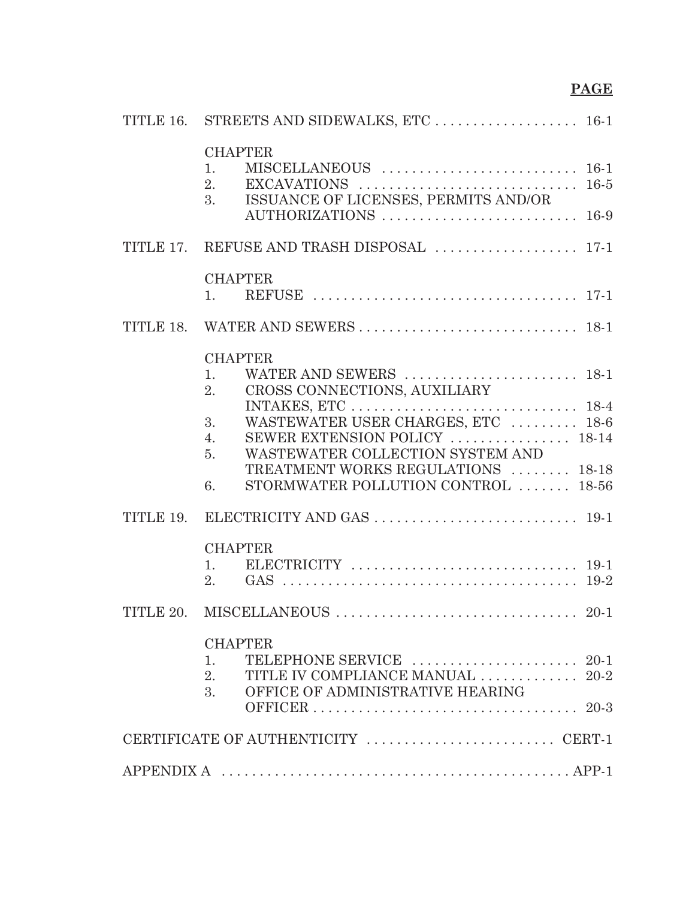**PAGE**

TITLE 16. STREETS AND SIDEWALKS, ETC . . . . . . . . . . . . . . . . . . . 16-1

CHAPTER
1. MISCELLANEOUS . . . . . . . . . . . . . . . . . . . . . . . . . . 16-1
2. EXCAVATIONS . . . . . . . . . . . . . . . . . . . . . . . . . . . . 16-5
3. ISSUANCE OF LICENSES, PERMITS AND/OR AUTHORIZATIONS . . . . . . . . . . . . . . . . . . . . . . . . . . 16-9

TITLE 17. REFUSE AND TRASH DISPOSAL . . . . . . . . . . . . . . . . . . . 17-1

CHAPTER
1. REFUSE . . . . . . . . . . . . . . . . . . . . . . . . . . . . . . . . . . 17-1

TITLE 18. WATER AND SEWERS . . . . . . . . . . . . . . . . . . . . . . . . . . . . 18-1

CHAPTER
1. WATER AND SEWERS . . . . . . . . . . . . . . . . . . . . . . . 18-1
2. CROSS CONNECTIONS, AUXILIARY INTAKES, ETC . . . . . . . . . . . . . . . . . . . . . . . . . . . . . 18-4
3. WASTEWATER USER CHARGES, ETC . . . . . . . . . 18-6
4. SEWER EXTENSION POLICY . . . . . . . . . . . . . . . . 18-14
5. WASTEWATER COLLECTION SYSTEM AND TREATMENT WORKS REGULATIONS . . . . . . . . 18-18
6. STORMWATER POLLUTION CONTROL . . . . . . . 18-56

TITLE 19. ELECTRICITY AND GAS . . . . . . . . . . . . . . . . . . . . . . . . . . 19-1

CHAPTER
1. ELECTRICITY . . . . . . . . . . . . . . . . . . . . . . . . . . . . . . 19-1
2. GAS . . . . . . . . . . . . . . . . . . . . . . . . . . . . . . . . . . . . . . 19-2

TITLE 20. MISCELLANEOUS . . . . . . . . . . . . . . . . . . . . . . . . . . . . . . . 20-1

CHAPTER
1. TELEPHONE SERVICE . . . . . . . . . . . . . . . . . . . . . . 20-1
2. TITLE IV COMPLIANCE MANUAL . . . . . . . . . . . . . 20-2
3. OFFICE OF ADMINISTRATIVE HEARING OFFICER . . . . . . . . . . . . . . . . . . . . . . . . . . . . . . . . . . 20-3

CERTIFICATE OF AUTHENTICITY . . . . . . . . . . . . . . . . . . . . . . . . CERT-1

APPENDIX A . . . . . . . . . . . . . . . . . . . . . . . . . . . . . . . . . . . . . . . . . . . . . APP-1